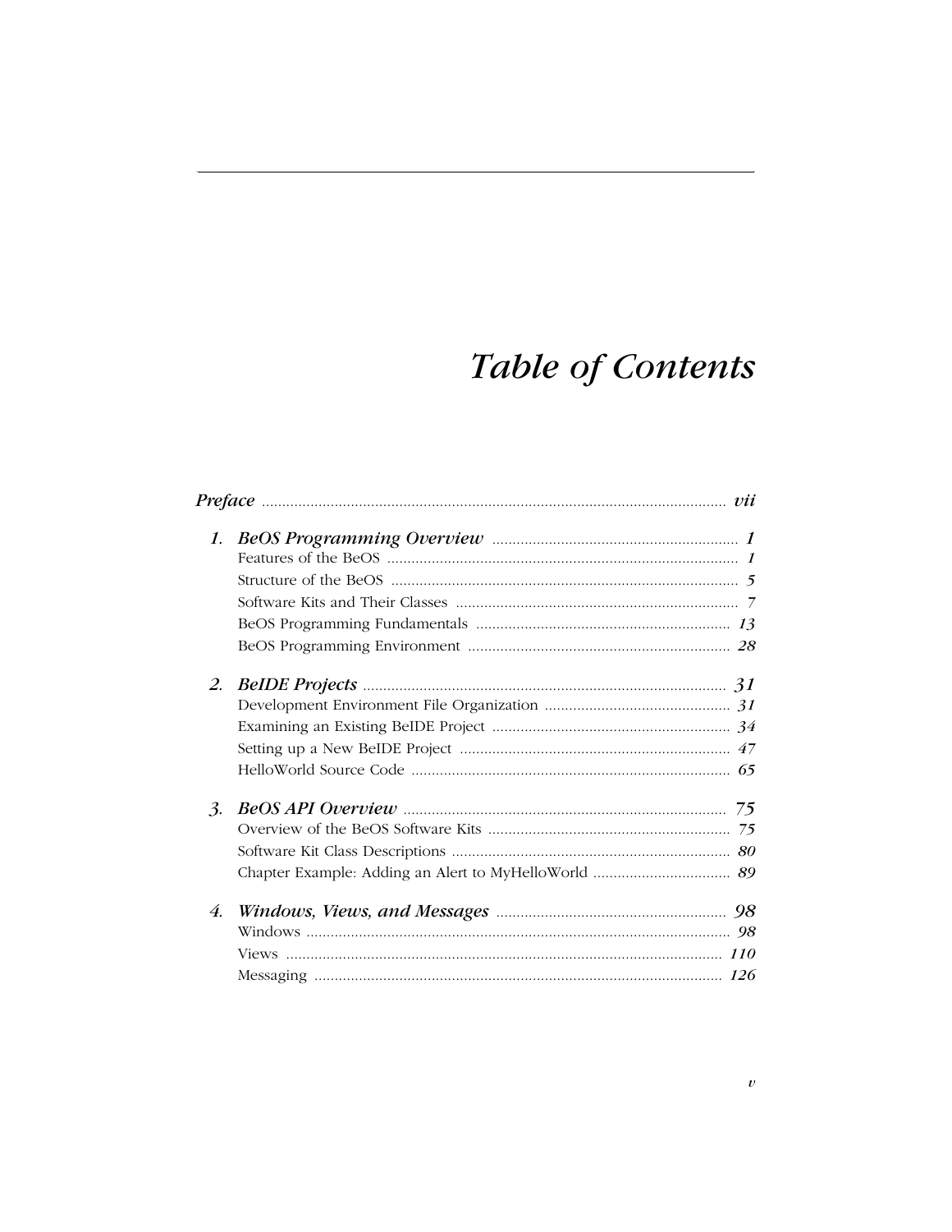# *Table of Contents*

*Preface* ..................................................................................................... *vii*

**1. *BeOS Programming Overview*** ............................................................. *1*
- Features of the BeOS ........................................................................ *1*
- Structure of the BeOS ....................................................................... *5*
- Software Kits and Their Classes ....................................................... *7*
- BeOS Programming Fundamentals ................................................. *13*
- BeOS Programming Environment ................................................... *28*

**2. *BeIDE Projects*** ............................................................................... *31*
- Development Environment File Organization ............................................ *31*
- Examining an Existing BeIDE Project ........................................................ *34*
- Setting up a New BeIDE Project ................................................................ *47*
- HelloWorld Source Code ........................................................................... *65*

**3. *BeOS API Overview*** ......................................................................... *75*
- Overview of the BeOS Software Kits ......................................................... *75*
- Software Kit Class Descriptions ................................................................ *80*
- Chapter Example: Adding an Alert to MyHelloWorld ............................. *89*

**4. *Windows, Views, and Messages*** ......................................................... *98*
- Windows ..................................................................................................... *98*
- Views ......................................................................................................... *110*
- Messaging .................................................................................................. *126*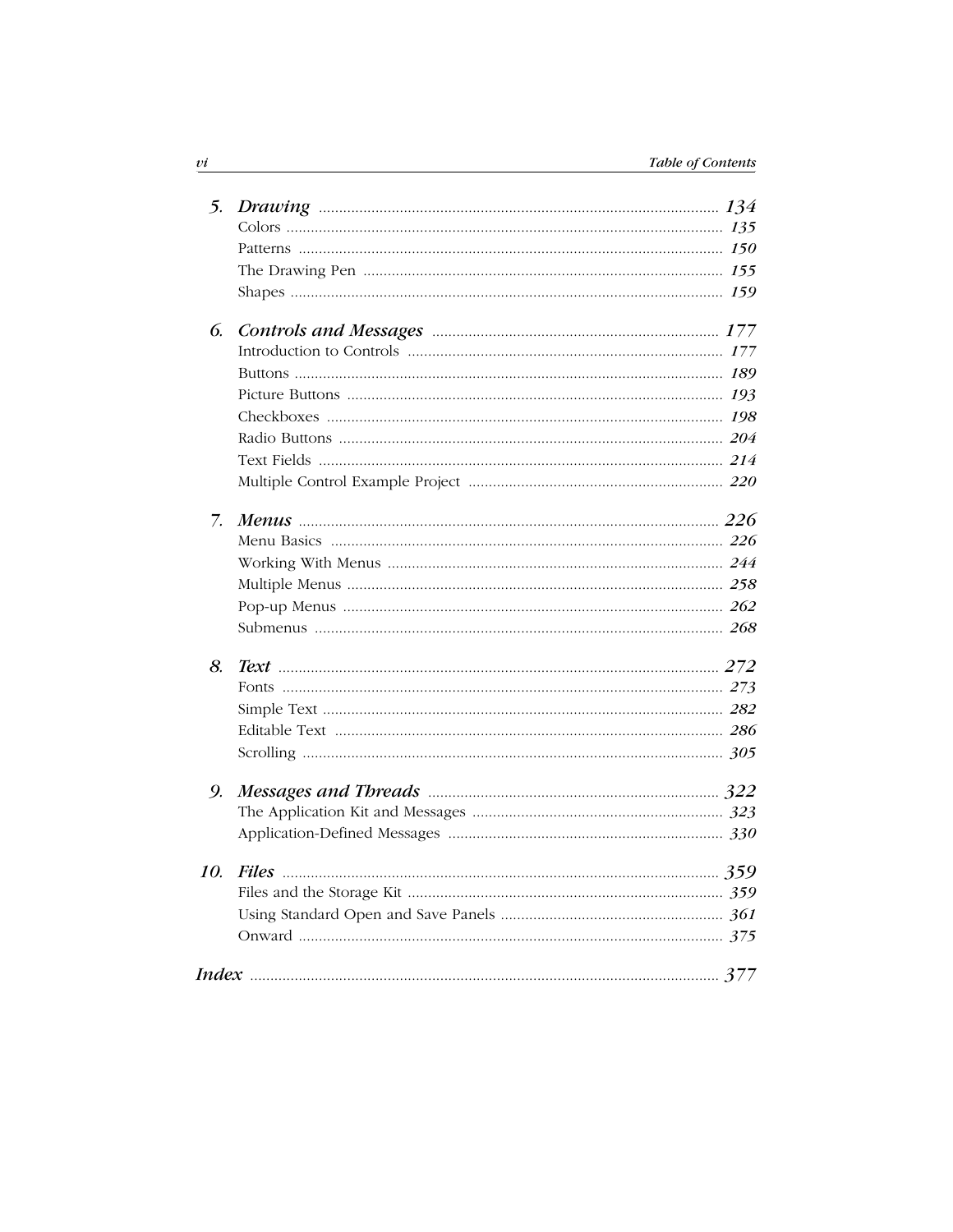5. ***Drawing*** ........ *134*
   - Colors ........ *135*
   - Patterns ........ *150*
   - The Drawing Pen ........ *155*
   - Shapes ........ *159*

6. ***Controls and Messages*** ........ *177*
   - Introduction to Controls ........ *177*
   - Buttons ........ *189*
   - Picture Buttons ........ *193*
   - Checkboxes ........ *198*
   - Radio Buttons ........ *204*
   - Text Fields ........ *214*
   - Multiple Control Example Project ........ *220*

7. ***Menus*** ........ *226*
   - Menu Basics ........ *226*
   - Working With Menus ........ *244*
   - Multiple Menus ........ *258*
   - Pop-up Menus ........ *262*
   - Submenus ........ *268*

8. ***Text*** ........ *272*
   - Fonts ........ *273*
   - Simple Text ........ *282*
   - Editable Text ........ *286*
   - Scrolling ........ *305*

9. ***Messages and Threads*** ........ *322*
   - The Application Kit and Messages ........ *323*
   - Application-Defined Messages ........ *330*

10. ***Files*** ........ *359*
    - Files and the Storage Kit ........ *359*
    - Using Standard Open and Save Panels ........ *361*
    - Onward ........ *375*

***Index*** ........ *377*